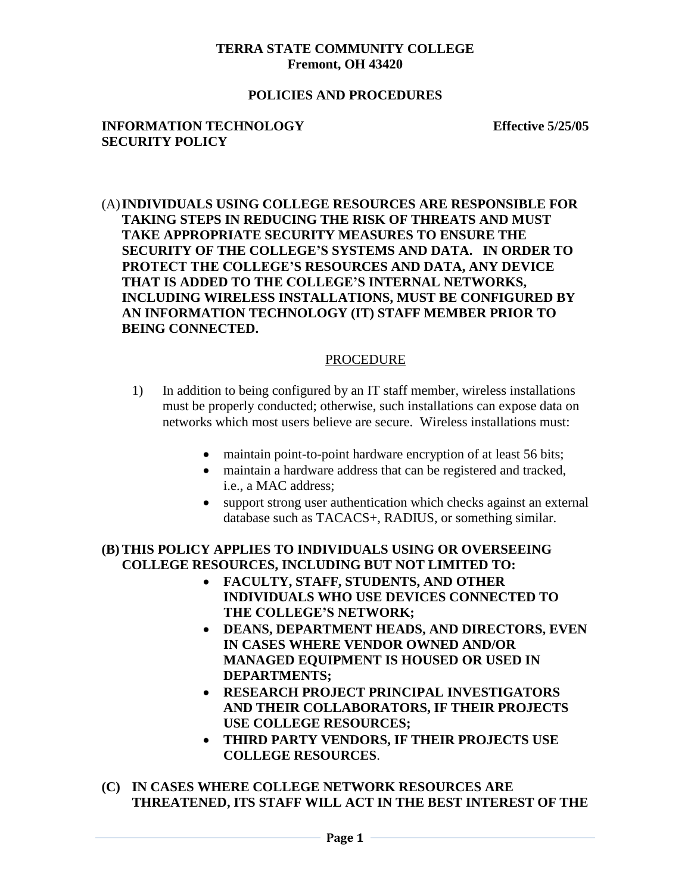**TERRA STATE COMMUNITY COLLEGE**
**Fremont, OH 43420**

**POLICIES AND PROCEDURES**

**INFORMATION TECHNOLOGY SECURITY POLICY** **Effective 5/25/05**

(A) **INDIVIDUALS USING COLLEGE RESOURCES ARE RESPONSIBLE FOR TAKING STEPS IN REDUCING THE RISK OF THREATS AND MUST TAKE APPROPRIATE SECURITY MEASURES TO ENSURE THE SECURITY OF THE COLLEGE'S SYSTEMS AND DATA. IN ORDER TO PROTECT THE COLLEGE'S RESOURCES AND DATA, ANY DEVICE THAT IS ADDED TO THE COLLEGE'S INTERNAL NETWORKS, INCLUDING WIRELESS INSTALLATIONS, MUST BE CONFIGURED BY AN INFORMATION TECHNOLOGY (IT) STAFF MEMBER PRIOR TO BEING CONNECTED.**

PROCEDURE

1) In addition to being configured by an IT staff member, wireless installations must be properly conducted; otherwise, such installations can expose data on networks which most users believe are secure. Wireless installations must:

   - maintain point-to-point hardware encryption of at least 56 bits;
   - maintain a hardware address that can be registered and tracked, i.e., a MAC address;
   - support strong user authentication which checks against an external database such as TACACS+, RADIUS, or something similar.

**(B) THIS POLICY APPLIES TO INDIVIDUALS USING OR OVERSEEING COLLEGE RESOURCES, INCLUDING BUT NOT LIMITED TO:**

- **FACULTY, STAFF, STUDENTS, AND OTHER INDIVIDUALS WHO USE DEVICES CONNECTED TO THE COLLEGE'S NETWORK;**
- **DEANS, DEPARTMENT HEADS, AND DIRECTORS, EVEN IN CASES WHERE VENDOR OWNED AND/OR MANAGED EQUIPMENT IS HOUSED OR USED IN DEPARTMENTS;**
- **RESEARCH PROJECT PRINCIPAL INVESTIGATORS AND THEIR COLLABORATORS, IF THEIR PROJECTS USE COLLEGE RESOURCES;**
- **THIRD PARTY VENDORS, IF THEIR PROJECTS USE COLLEGE RESOURCES**.

**(C) IN CASES WHERE COLLEGE NETWORK RESOURCES ARE THREATENED, ITS STAFF WILL ACT IN THE BEST INTEREST OF THE**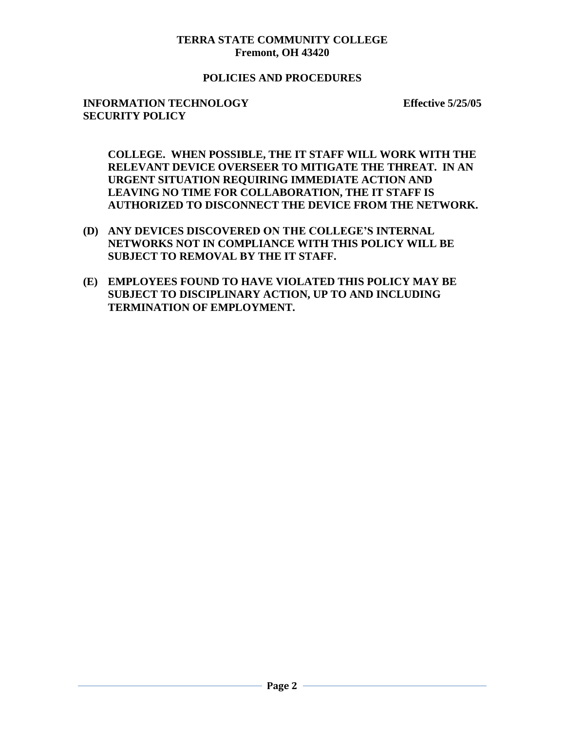**COLLEGE. WHEN POSSIBLE, THE IT STAFF WILL WORK WITH THE RELEVANT DEVICE OVERSEER TO MITIGATE THE THREAT. IN AN URGENT SITUATION REQUIRING IMMEDIATE ACTION AND LEAVING NO TIME FOR COLLABORATION, THE IT STAFF IS AUTHORIZED TO DISCONNECT THE DEVICE FROM THE NETWORK.**

**(D) ANY DEVICES DISCOVERED ON THE COLLEGE'S INTERNAL NETWORKS NOT IN COMPLIANCE WITH THIS POLICY WILL BE SUBJECT TO REMOVAL BY THE IT STAFF.**

**(E) EMPLOYEES FOUND TO HAVE VIOLATED THIS POLICY MAY BE SUBJECT TO DISCIPLINARY ACTION, UP TO AND INCLUDING TERMINATION OF EMPLOYMENT.**